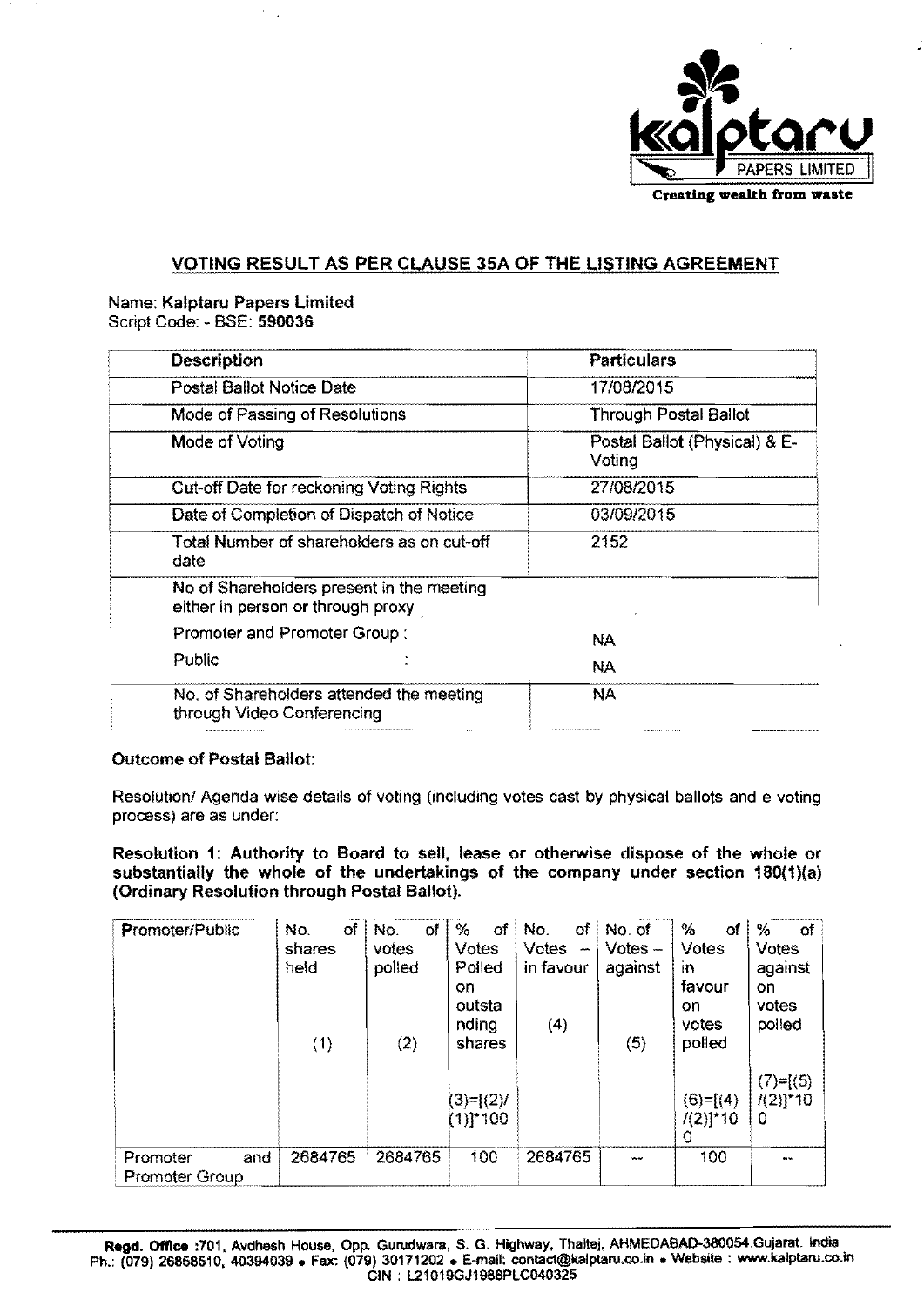## VOTING RESULT AS PER CLAUSE 35A OF THE LISTING AGREEMENT

**Name: Kalptaru Papers Limited**
Script Code: - BSE: **590036**

| Description | Particulars |
|---|---|
| Postal Ballot Notice Date | 17/08/2015 |
| Mode of Passing of Resolutions | Through Postal Ballot |
| Mode of Voting | Postal Ballot (Physical) & E-Voting |
| Cut-off Date for reckoning Voting Rights | 27/08/2015 |
| Date of Completion of Dispatch of Notice | 03/09/2015 |
| Total Number of shareholders as on cut-off date | 2152 |
| No of Shareholders present in the meeting either in person or through proxy | |
| Promoter and Promoter Group : | NA |
| Public : | NA |
| No. of Shareholders attended the meeting through Video Conferencing | NA |

**Outcome of Postal Ballot:**

Resolution/ Agenda wise details of voting (including votes cast by physical ballots and e voting process) are as under:

**Resolution 1: Authority to Board to sell, lease or otherwise dispose of the whole or substantially the whole of the undertakings of the company under section 180(1)(a) (Ordinary Resolution through Postal Ballot).**

| Promoter/Public | No. of shares held (1) | No. of votes polled (2) | % of Votes Polled on outstanding shares (3)=[(2)/(1)]*100 | No. of Votes – in favour (4) | No. of Votes – against (5) | % of Votes in favour on votes polled (6)=[(4)/(2)]*100 | % of Votes against on votes polled (7)=[(5)/(2)]*100 |
|---|---|---|---|---|---|---|---|
| Promoter and Promoter Group | 2684765 | 2684765 | 100 | 2684765 | --- | 100 | --- |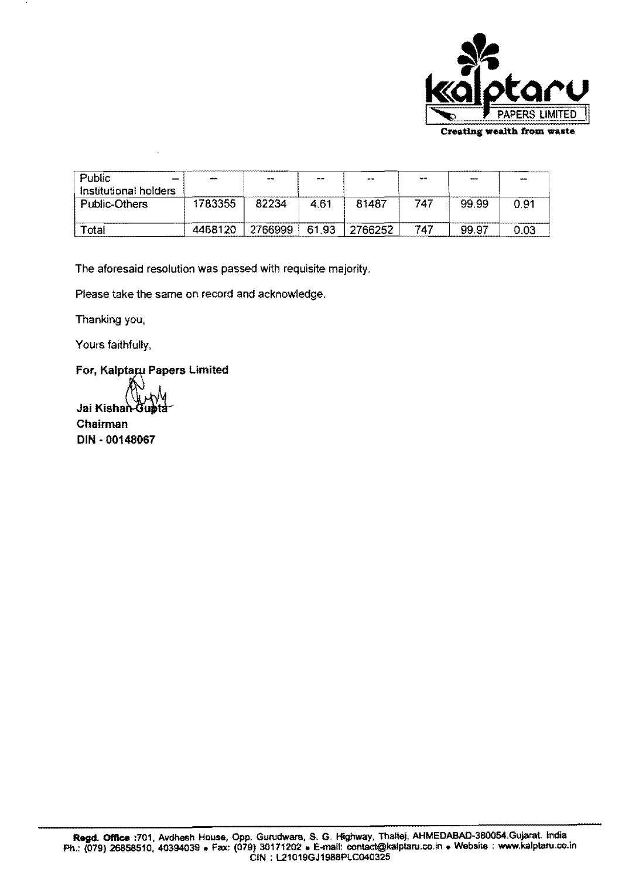| Public – Institutional holders | -- | -- | -- | -- | -- | -- | -- |
|---|---|---|---|---|---|---|---|
| Public-Others | 1783355 | 82234 | 4.61 | 81487 | 747 | 99.99 | 0.91 |
| Total | 4468120 | 2766999 | 61.93 | 2766252 | 747 | 99.97 | 0.03 |

The aforesaid resolution was passed with requisite majority.

Please take the same on record and acknowledge.

Thanking you,

Yours faithfully,

**For, Kalptaru Papers Limited**

**Jai Kishan Gupta**
**Chairman**
**DIN - 00148067**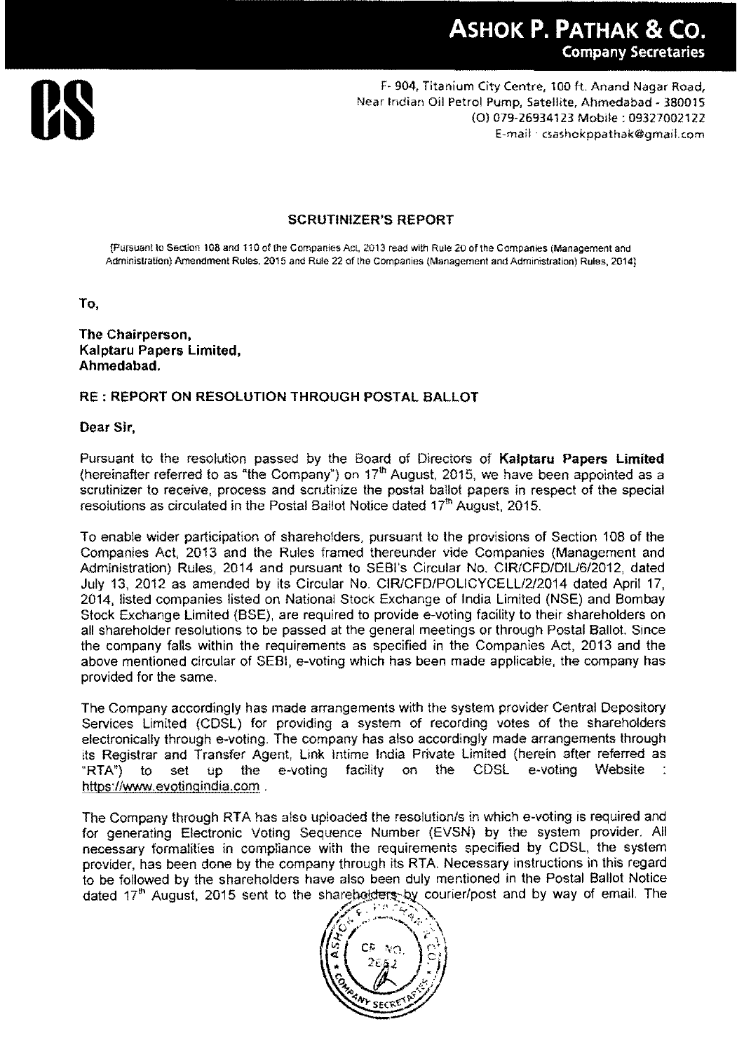# ASHOK P. PATHAK & CO.

**Company Secretaries**

F- 904, Titanium City Centre, 100 ft. Anand Nagar Road,
Near Indian Oil Petrol Pump, Satellite, Ahmedabad - 380015
(O) 079-26934123 Mobile : 09327002122
E-mail : csashokppathak@gmail.com

## SCRUTINIZER'S REPORT

[Pursuant to Section 108 and 110 of the Companies Act, 2013 read with Rule 20 of the Companies (Management and Administration) Amendment Rules, 2015 and Rule 22 of the Companies (Management and Administration) Rules, 2014]

**To,**

**The Chairperson,**
**Kalptaru Papers Limited,**
**Ahmedabad.**

**RE : REPORT ON RESOLUTION THROUGH POSTAL BALLOT**

**Dear Sir,**

Pursuant to the resolution passed by the Board of Directors of **Kalptaru Papers Limited** (hereinafter referred to as "the Company") on 17th August, 2015, we have been appointed as a scrutinizer to receive, process and scrutinize the postal ballot papers in respect of the special resolutions as circulated in the Postal Ballot Notice dated 17th August, 2015.

To enable wider participation of shareholders, pursuant to the provisions of Section 108 of the Companies Act, 2013 and the Rules framed thereunder vide Companies (Management and Administration) Rules, 2014 and pursuant to SEBI's Circular No. CIR/CFD/DIL/6/2012, dated July 13, 2012 as amended by its Circular No. CIR/CFD/POLICYCELL/2/2014 dated April 17, 2014, listed companies listed on National Stock Exchange of India Limited (NSE) and Bombay Stock Exchange Limited (BSE), are required to provide e-voting facility to their shareholders on all shareholder resolutions to be passed at the general meetings or through Postal Ballot. Since the company falls within the requirements as specified in the Companies Act, 2013 and the above mentioned circular of SEBI, e-voting which has been made applicable, the company has provided for the same.

The Company accordingly has made arrangements with the system provider Central Depository Services Limited (CDSL) for providing a system of recording votes of the shareholders electronically through e-voting. The company has also accordingly made arrangements through its Registrar and Transfer Agent, Link Intime India Private Limited (herein after referred as "RTA") to set up the e-voting facility on the CDSL e-voting Website : https://www.evotingindia.com .

The Company through RTA has also uploaded the resolution/s in which e-voting is required and for generating Electronic Voting Sequence Number (EVSN) by the system provider. All necessary formalities in compliance with the requirements specified by CDSL, the system provider, has been done by the company through its RTA. Necessary instructions in this regard to be followed by the shareholders have also been duly mentioned in the Postal Ballot Notice dated 17th August, 2015 sent to the shareholders by courier/post and by way of email. The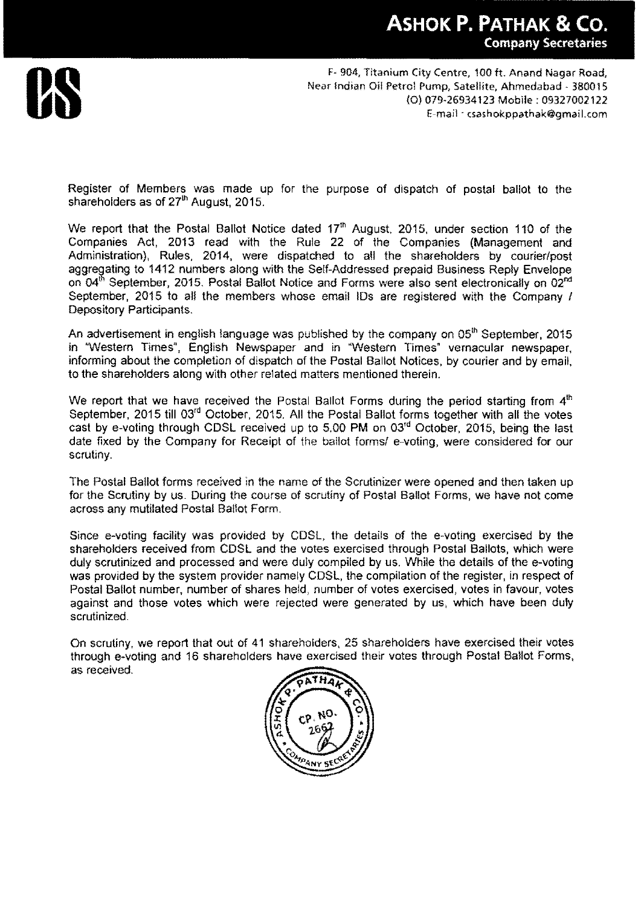Register of Members was made up for the purpose of dispatch of postal ballot to the shareholders as of 27th August, 2015.

We report that the Postal Ballot Notice dated 17th August, 2015, under section 110 of the Companies Act, 2013 read with the Rule 22 of the Companies (Management and Administration), Rules, 2014, were dispatched to all the shareholders by courier/post aggregating to 1412 numbers along with the Self-Addressed prepaid Business Reply Envelope on 04th September, 2015. Postal Ballot Notice and Forms were also sent electronically on 02nd September, 2015 to all the members whose email IDs are registered with the Company / Depository Participants.

An advertisement in english language was published by the company on 05th September, 2015 in "Western Times", English Newspaper and in "Western Times" vernacular newspaper, informing about the completion of dispatch of the Postal Ballot Notices, by courier and by email, to the shareholders along with other related matters mentioned therein.

We report that we have received the Postal Ballot Forms during the period starting from 4th September, 2015 till 03rd October, 2015. All the Postal Ballot forms together with all the votes cast by e-voting through CDSL received up to 5.00 PM on 03rd October, 2015, being the last date fixed by the Company for Receipt of the ballot forms/ e-voting, were considered for our scrutiny.

The Postal Ballot forms received in the name of the Scrutinizer were opened and then taken up for the Scrutiny by us. During the course of scrutiny of Postal Ballot Forms, we have not come across any mutilated Postal Ballot Form.

Since e-voting facility was provided by CDSL, the details of the e-voting exercised by the shareholders received from CDSL and the votes exercised through Postal Ballots, which were duly scrutinized and processed and were duly compiled by us. While the details of the e-voting was provided by the system provider namely CDSL, the compilation of the register, in respect of Postal Ballot number, number of shares held, number of votes exercised, votes in favour, votes against and those votes which were rejected were generated by us, which have been duly scrutinized.

On scrutiny, we report that out of 41 shareholders, 25 shareholders have exercised their votes through e-voting and 16 shareholders have exercised their votes through Postal Ballot Forms, as received.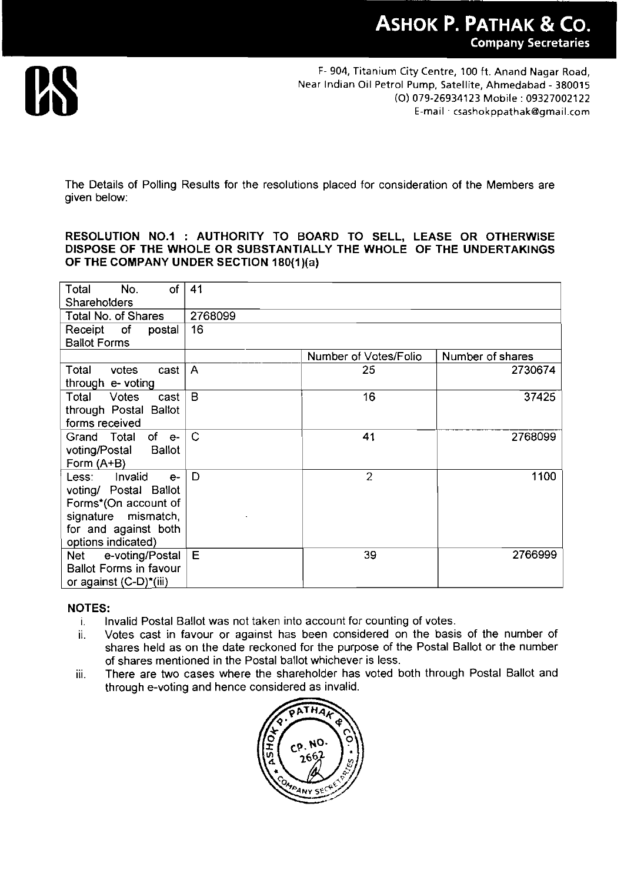**ASHOK P. PATHAK & CO.**
**Company Secretaries**

F- 904, Titanium City Centre, 100 ft. Anand Nagar Road,
Near Indian Oil Petrol Pump, Satellite, Ahmedabad - 380015
(O) 079-26934123 Mobile : 09327002122
E-mail : csashokppathak@gmail.com

The Details of Polling Results for the resolutions placed for consideration of the Members are given below:

**RESOLUTION NO.1 : AUTHORITY TO BOARD TO SELL, LEASE OR OTHERWISE DISPOSE OF THE WHOLE OR SUBSTANTIALLY THE WHOLE OF THE UNDERTAKINGS OF THE COMPANY UNDER SECTION 180(1)(a)**

| Total No. of Shareholders | 41 | | |
|---|---|---|---|
| Total No. of Shares | 2768099 | | |
| Receipt of postal Ballot Forms | 16 | | |
| | | Number of Votes/Folio | Number of shares |
| Total votes cast through e- voting | A | 25 | 2730674 |
| Total Votes cast through Postal Ballot forms received | B | 16 | 37425 |
| Grand Total of e-voting/Postal Ballot Form (A+B) | C | 41 | 2768099 |
| Less: Invalid e-voting/ Postal Ballot Forms*(On account of signature mismatch, for and against both options indicated) | D | 2 | 1100 |
| Net e-voting/Postal Ballot Forms in favour or against (C-D)*(iii) | E | 39 | 2766999 |

**NOTES:**

i. Invalid Postal Ballot was not taken into account for counting of votes.
ii. Votes cast in favour or against has been considered on the basis of the number of shares held as on the date reckoned for the purpose of the Postal Ballot or the number of shares mentioned in the Postal ballot whichever is less.
iii. There are two cases where the shareholder has voted both through Postal Ballot and through e-voting and hence considered as invalid.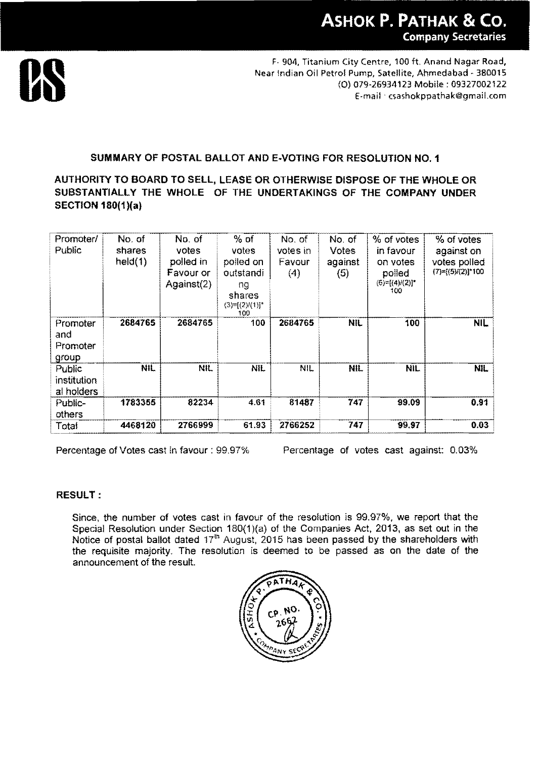# ASHOK P. PATHAK & Co.

**Company Secretaries**

CS

F- 904, Titanium City Centre, 100 ft. Anand Nagar Road,
Near Indian Oil Petrol Pump, Satellite, Ahmedabad - 380015
(O) 079-26934123 Mobile : 09327002122
E-mail : csashokppathak@gmail.com

## SUMMARY OF POSTAL BALLOT AND E-VOTING FOR RESOLUTION NO. 1

## AUTHORITY TO BOARD TO SELL, LEASE OR OTHERWISE DISPOSE OF THE WHOLE OR SUBSTANTIALLY THE WHOLE OF THE UNDERTAKINGS OF THE COMPANY UNDER SECTION 180(1)(a)

| Promoter/ Public | No. of shares held(1) | No. of votes polled in Favour or Against(2) | % of votes polled on outstanding shares (3)=[(2)/(1)]*100 | No. of votes in Favour (4) | No. of Votes against (5) | % of votes in favour on votes polled (6)=[(4)/(2)]*100 | % of votes against on votes polled (7)=[(5)/(2)]*100 |
|---|---|---|---|---|---|---|---|
| Promoter and Promoter group | 2684765 | 2684765 | 100 | 2684765 | NIL | 100 | NIL |
| Public institutional holders | NIL | NIL | NIL | NIL | NIL | NIL | NIL |
| Public-others | 1783355 | 82234 | 4.61 | 81487 | 747 | 99.09 | 0.91 |
| Total | 4468120 | 2766999 | 61.93 | 2766252 | 747 | 99.97 | 0.03 |

Percentage of Votes cast in favour : 99.97% Percentage of votes cast against: 0.03%

**RESULT :**

Since, the number of votes cast in favour of the resolution is 99.97%, we report that the Special Resolution under Section 180(1)(a) of the Companies Act, 2013, as set out in the Notice of postal ballot dated 17th August, 2015 has been passed by the shareholders with the requisite majority. The resolution is deemed to be passed as on the date of the announcement of the result.

ASHOK P. PATHAK & CO. CP. NO. 2662 COMPANY SECRETARIES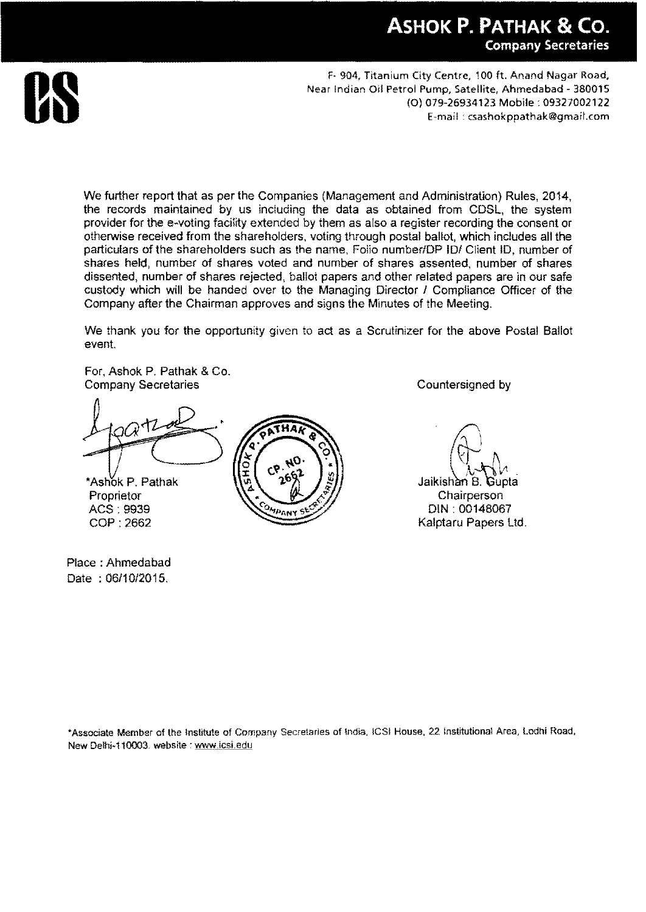# ASHOK P. PATHAK & CO.

**Company Secretaries**

F- 904, Titanium City Centre, 100 ft. Anand Nagar Road,
Near Indian Oil Petrol Pump, Satellite, Ahmedabad - 380015
(O) 079-26934123 Mobile : 09327002122
E-mail : csashokppathak@gmail.com

We further report that as per the Companies (Management and Administration) Rules, 2014, the records maintained by us including the data as obtained from CDSL, the system provider for the e-voting facility extended by them as also a register recording the consent or otherwise received from the shareholders, voting through postal ballot, which includes all the particulars of the shareholders such as the name, Folio number/DP ID/ Client ID, number of shares held, number of shares voted and number of shares assented, number of shares dissented, number of shares rejected, ballot papers and other related papers are in our safe custody which will be handed over to the Managing Director / Compliance Officer of the Company after the Chairman approves and signs the Minutes of the Meeting.

We thank you for the opportunity given to act as a Scrutinizer for the above Postal Ballot event.

For, Ashok P. Pathak & Co.
Company Secretaries

*Ashok P. Pathak
Proprietor
ACS : 9939
COP : 2662

Countersigned by

Jaikishan B. Gupta
Chairperson
DIN : 00148067
Kalptaru Papers Ltd.

Place : Ahmedabad
Date : 06/10/2015.

*Associate Member of the Institute of Company Secretaries of India, ICSI House, 22 Institutional Area, Lodhi Road, New Delhi-110003. website : www.icsi.edu